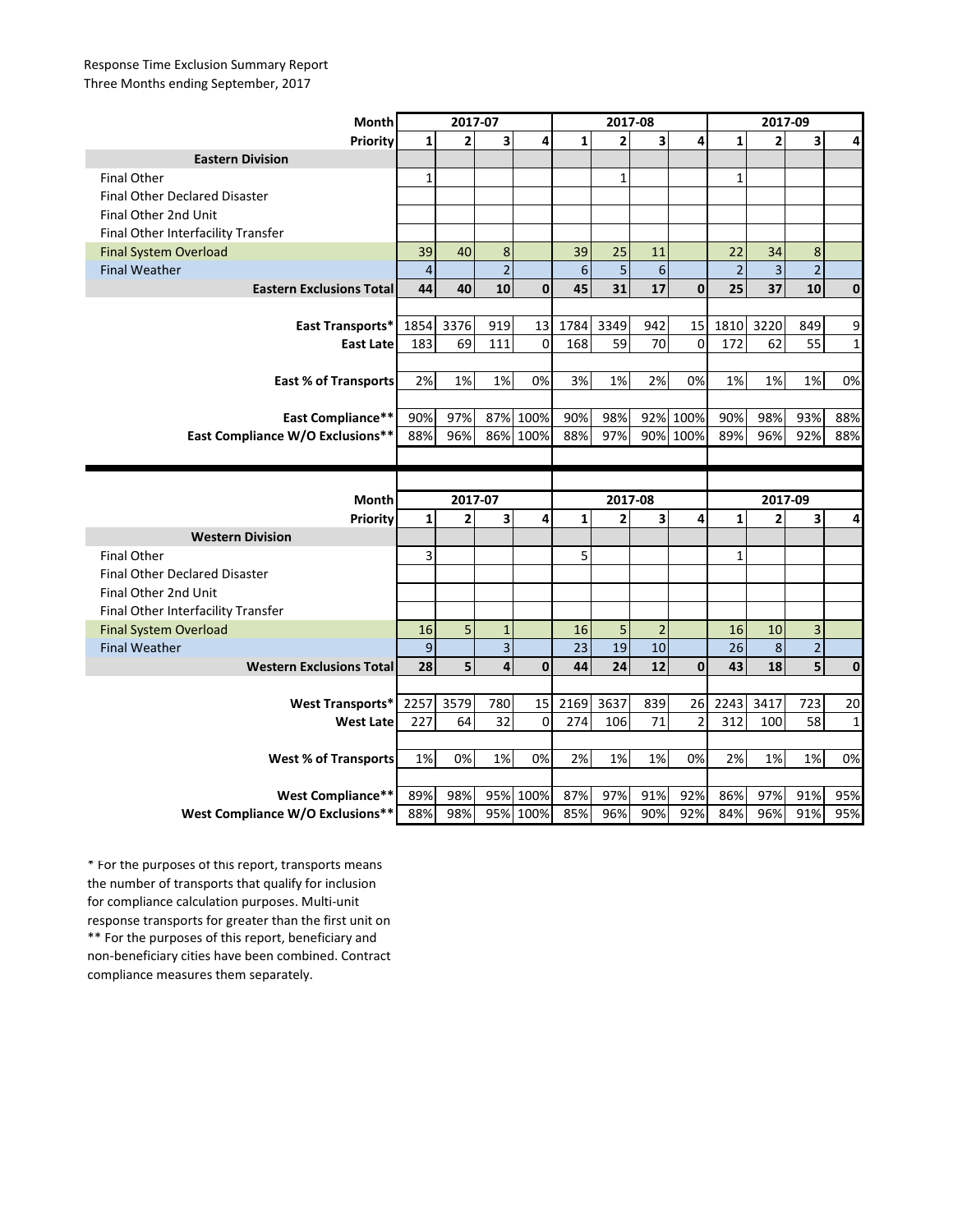Response Time Exclusion Summary Report
Three Months ending September, 2017

| Month | 2017-07 | | | | 2017-08 | | | | 2017-09 | | | |
|---|---|---|---|---|---|---|---|---|---|---|---|---|
| **Priority** | **1** | **2** | **3** | **4** | **1** | **2** | **3** | **4** | **1** | **2** | **3** | **4** |
| **Eastern Division** | | | | | | | | | | | | |
| Final Other | 1 | | | | | 1 | | | 1 | | | |
| Final Other Declared Disaster | | | | | | | | | | | | |
| Final Other 2nd Unit | | | | | | | | | | | | |
| Final Other Interfacility Transfer | | | | | | | | | | | | |
| Final System Overload | 39 | 40 | 8 | | 39 | 25 | 11 | | 22 | 34 | 8 | |
| Final Weather | 4 | | 2 | | 6 | 5 | 6 | | 2 | 3 | 2 | |
| **Eastern Exclusions Total** | **44** | **40** | **10** | **0** | **45** | **31** | **17** | **0** | **25** | **37** | **10** | **0** |
| | | | | | | | | | | | | |
| **East Transports*** | 1854 | 3376 | 919 | 13 | 1784 | 3349 | 942 | 15 | 1810 | 3220 | 849 | 9 |
| **East Late** | 183 | 69 | 111 | 0 | 168 | 59 | 70 | 0 | 172 | 62 | 55 | 1 |
| | | | | | | | | | | | | |
| **East % of Transports** | 2% | 1% | 1% | 0% | 3% | 1% | 2% | 0% | 1% | 1% | 1% | 0% |
| | | | | | | | | | | | | |
| **East Compliance**** | 90% | 97% | 87% | 100% | 90% | 98% | 92% | 100% | 90% | 98% | 93% | 88% |
| **East Compliance W/O Exclusions**** | 88% | 96% | 86% | 100% | 88% | 97% | 90% | 100% | 89% | 96% | 92% | 88% |

| Month | 2017-07 | | | | 2017-08 | | | | 2017-09 | | | |
|---|---|---|---|---|---|---|---|---|---|---|---|---|
| **Priority** | **1** | **2** | **3** | **4** | **1** | **2** | **3** | **4** | **1** | **2** | **3** | **4** |
| **Western Division** | | | | | | | | | | | | |
| Final Other | 3 | | | | 5 | | | | 1 | | | |
| Final Other Declared Disaster | | | | | | | | | | | | |
| Final Other 2nd Unit | | | | | | | | | | | | |
| Final Other Interfacility Transfer | | | | | | | | | | | | |
| Final System Overload | 16 | 5 | 1 | | 16 | 5 | 2 | | 16 | 10 | 3 | |
| Final Weather | 9 | | 3 | | 23 | 19 | 10 | | 26 | 8 | 2 | |
| **Western Exclusions Total** | **28** | **5** | **4** | **0** | **44** | **24** | **12** | **0** | **43** | **18** | **5** | **0** |
| | | | | | | | | | | | | |
| **West Transports*** | 2257 | 3579 | 780 | 15 | 2169 | 3637 | 839 | 26 | 2243 | 3417 | 723 | 20 |
| **West Late** | 227 | 64 | 32 | 0 | 274 | 106 | 71 | 2 | 312 | 100 | 58 | 1 |
| | | | | | | | | | | | | |
| **West % of Transports** | 1% | 0% | 1% | 0% | 2% | 1% | 1% | 0% | 2% | 1% | 1% | 0% |
| | | | | | | | | | | | | |
| **West Compliance**** | 89% | 98% | 95% | 100% | 87% | 97% | 91% | 92% | 86% | 97% | 91% | 95% |
| **West Compliance W/O Exclusions**** | 88% | 98% | 95% | 100% | 85% | 96% | 90% | 92% | 84% | 96% | 91% | 95% |

* For the purposes of this report, transports means the number of transports that qualify for inclusion for compliance calculation purposes. Multi-unit response transports for greater than the first unit on
** For the purposes of this report, beneficiary and non-beneficiary cities have been combined. Contract compliance measures them separately.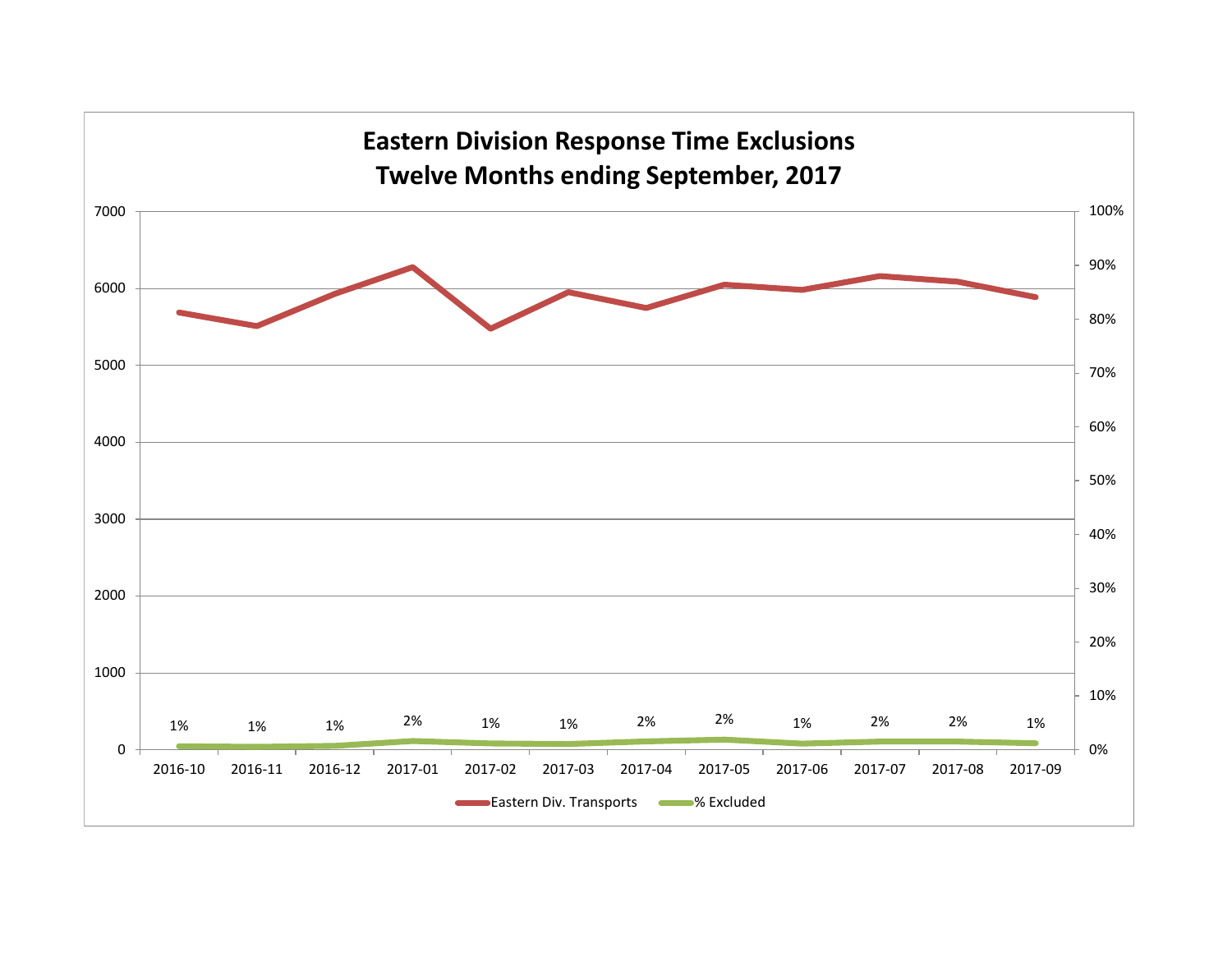# Eastern Division Response Time Exclusions

## Twelve Months ending September, 2017

| Month | % Excluded |
|---|---|
| 2016-10 | 1% |
| 2016-11 | 1% |
| 2016-12 | 1% |
| 2017-01 | 2% |
| 2017-02 | 1% |
| 2017-03 | 1% |
| 2017-04 | 2% |
| 2017-05 | 2% |
| 2017-06 | 1% |
| 2017-07 | 2% |
| 2017-08 | 2% |
| 2017-09 | 1% |

Legend: Eastern Div. Transports; % Excluded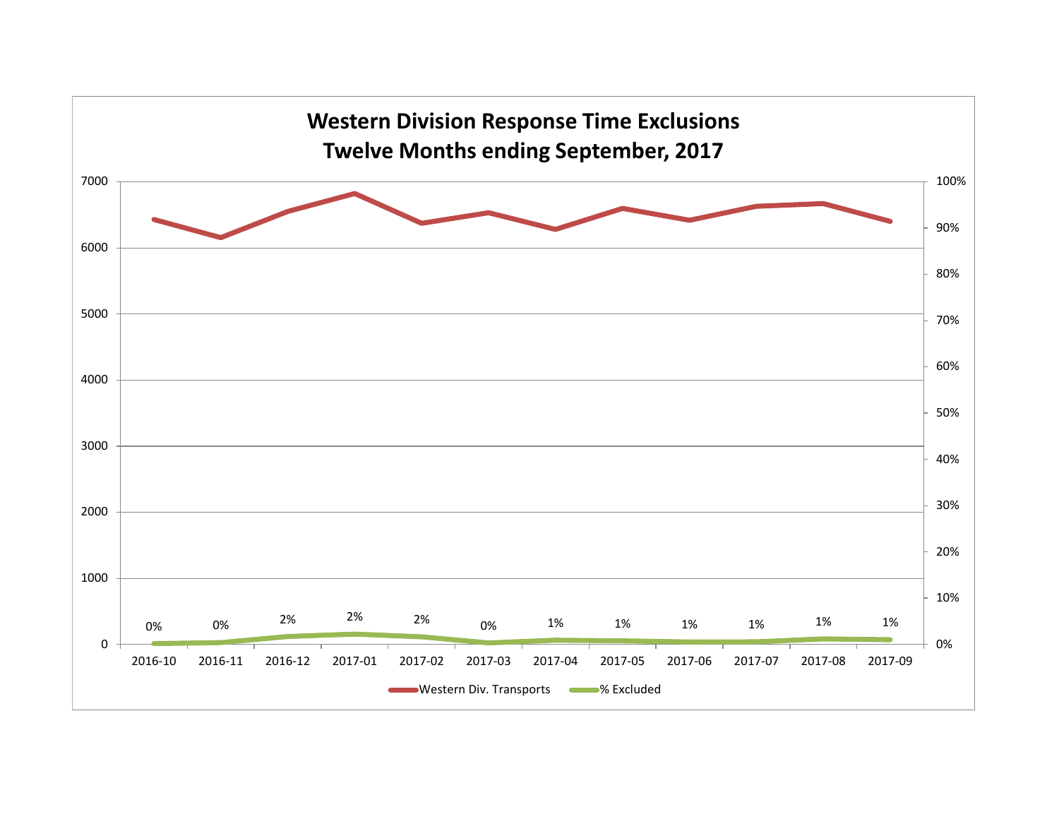# Western Division Response Time Exclusions
## Twelve Months ending September, 2017

7000
6000
5000
4000
3000
2000
1000
0

100%
90%
80%
70%
60%
50%
40%
30%
20%
10%
0%

0% 0% 2% 2% 2% 0% 1% 1% 1% 1% 1% 1%

2016-10 2016-11 2016-12 2017-01 2017-02 2017-03 2017-04 2017-05 2017-06 2017-07 2017-08 2017-09

Western Div. Transports
% Excluded